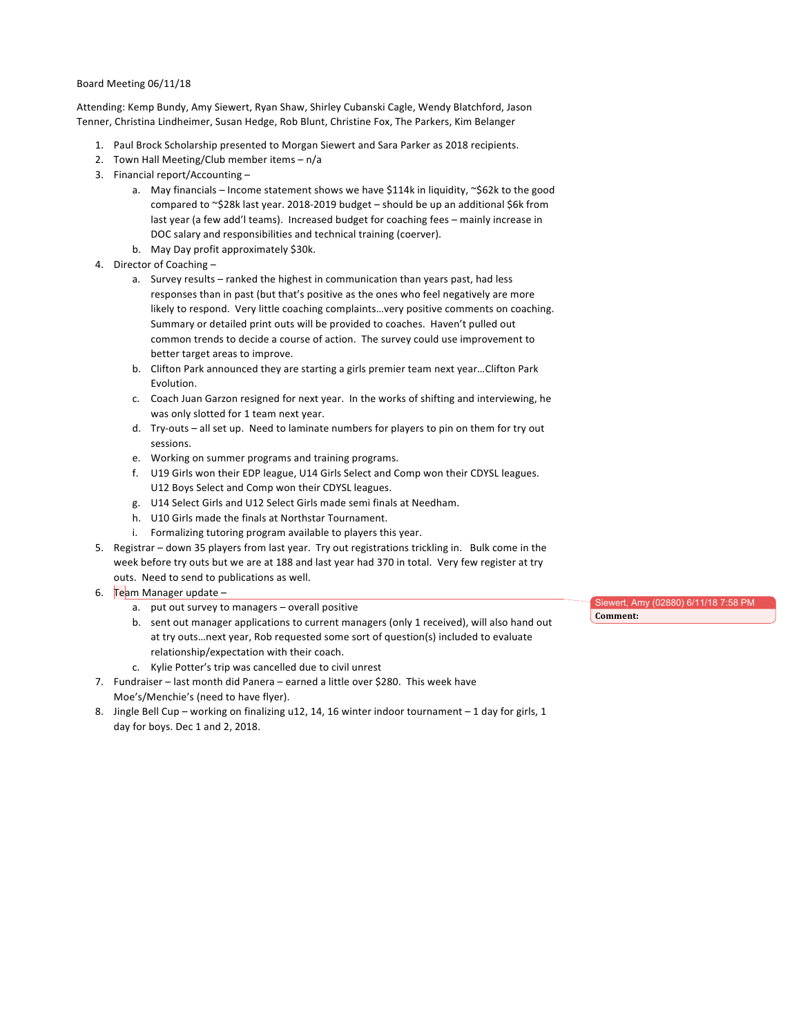Board Meeting 06/11/18

Attending: Kemp Bundy, Amy Siewert, Ryan Shaw, Shirley Cubanski Cagle, Wendy Blatchford, Jason Tenner, Christina Lindheimer, Susan Hedge, Rob Blunt, Christine Fox, The Parkers, Kim Belanger

1. Paul Brock Scholarship presented to Morgan Siewert and Sara Parker as 2018 recipients.
2. Town Hall Meeting/Club member items – n/a
3. Financial report/Accounting –
    a. May financials – Income statement shows we have $114k in liquidity, ~$62k to the good compared to ~$28k last year. 2018-2019 budget – should be up an additional $6k from last year (a few add'l teams). Increased budget for coaching fees – mainly increase in DOC salary and responsibilities and technical training (coerver).
    b. May Day profit approximately $30k.
4. Director of Coaching –
    a. Survey results – ranked the highest in communication than years past, had less responses than in past (but that's positive as the ones who feel negatively are more likely to respond. Very little coaching complaints…very positive comments on coaching. Summary or detailed print outs will be provided to coaches. Haven't pulled out common trends to decide a course of action. The survey could use improvement to better target areas to improve.
    b. Clifton Park announced they are starting a girls premier team next year…Clifton Park Evolution.
    c. Coach Juan Garzon resigned for next year. In the works of shifting and interviewing, he was only slotted for 1 team next year.
    d. Try-outs – all set up. Need to laminate numbers for players to pin on them for try out sessions.
    e. Working on summer programs and training programs.
    f. U19 Girls won their EDP league, U14 Girls Select and Comp won their CDYSL leagues. U12 Boys Select and Comp won their CDYSL leagues.
    g. U14 Select Girls and U12 Select Girls made semi finals at Needham.
    h. U10 Girls made the finals at Northstar Tournament.
    i. Formalizing tutoring program available to players this year.
5. Registrar – down 35 players from last year. Try out registrations trickling in. Bulk come in the week before try outs but we are at 188 and last year had 370 in total. Very few register at try outs. Need to send to publications as well.
6. Team Manager update –
    a. put out survey to managers – overall positive
    b. sent out manager applications to current managers (only 1 received), will also hand out at try outs…next year, Rob requested some sort of question(s) included to evaluate relationship/expectation with their coach.
    c. Kylie Potter's trip was cancelled due to civil unrest
7. Fundraiser – last month did Panera – earned a little over $280. This week have Moe's/Menchie's (need to have flyer).
8. Jingle Bell Cup – working on finalizing u12, 14, 16 winter indoor tournament – 1 day for girls, 1 day for boys. Dec 1 and 2, 2018.

Siewert, Amy (02880) 6/11/18 7:58 PM
**Comment:**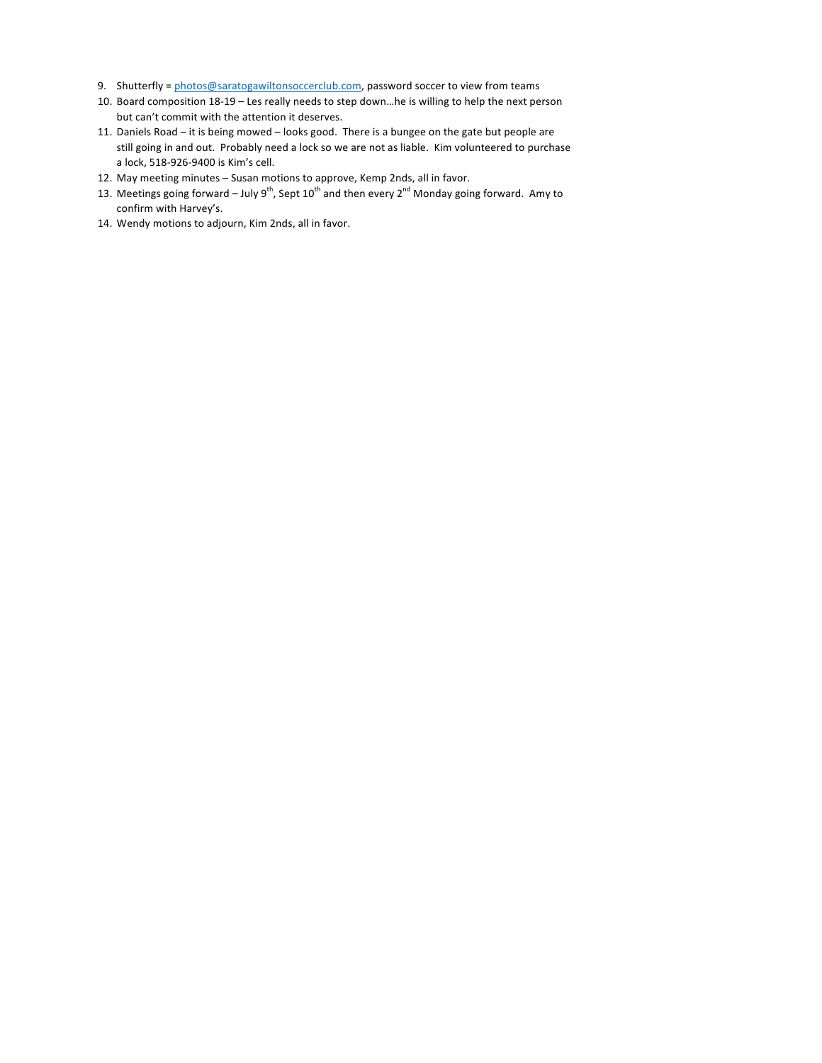9. Shutterfly = photos@saratogawiltonsoccerclub.com, password soccer to view from teams
10. Board composition 18-19 – Les really needs to step down…he is willing to help the next person but can't commit with the attention it deserves.
11. Daniels Road – it is being mowed – looks good. There is a bungee on the gate but people are still going in and out. Probably need a lock so we are not as liable. Kim volunteered to purchase a lock, 518-926-9400 is Kim's cell.
12. May meeting minutes – Susan motions to approve, Kemp 2nds, all in favor.
13. Meetings going forward – July 9th, Sept 10th and then every 2nd Monday going forward. Amy to confirm with Harvey's.
14. Wendy motions to adjourn, Kim 2nds, all in favor.